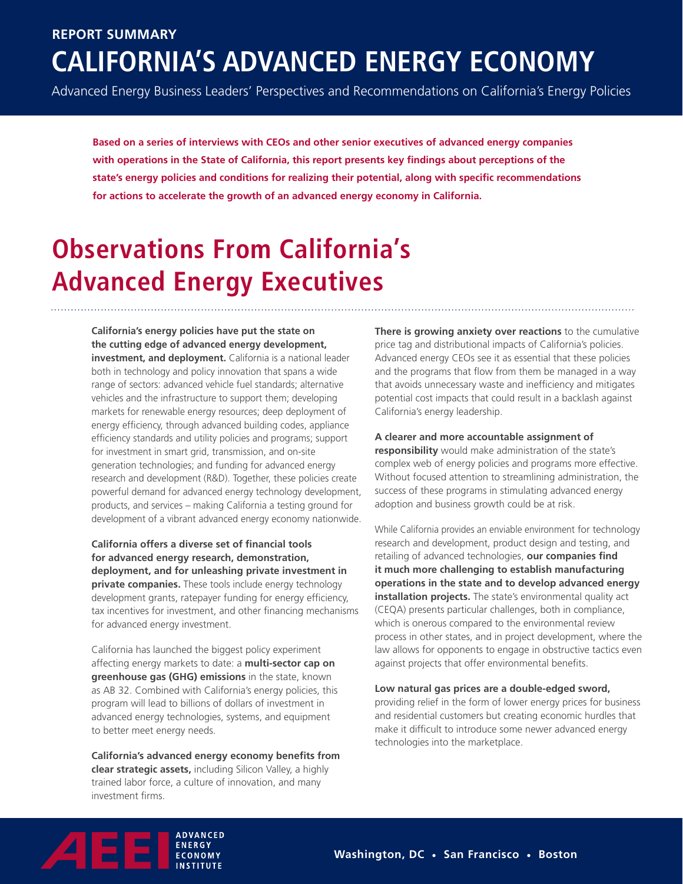REPORT SUMMARY

# CALIFORNIA'S ADVANCED ENERGY ECONOMY

Advanced Energy Business Leaders' Perspectives and Recommendations on California's Energy Policies

**Based on a series of interviews with CEOs and other senior executives of advanced energy companies with operations in the State of California, this report presents key findings about perceptions of the state's energy policies and conditions for realizing their potential, along with specific recommendations for actions to accelerate the growth of an advanced energy economy in California.**

## Observations From California's Advanced Energy Executives

**California's energy policies have put the state on the cutting edge of advanced energy development, investment, and deployment.** California is a national leader both in technology and policy innovation that spans a wide range of sectors: advanced vehicle fuel standards; alternative vehicles and the infrastructure to support them; developing markets for renewable energy resources; deep deployment of energy efficiency, through advanced building codes, appliance efficiency standards and utility policies and programs; support for investment in smart grid, transmission, and on-site generation technologies; and funding for advanced energy research and development (R&D). Together, these policies create powerful demand for advanced energy technology development, products, and services – making California a testing ground for development of a vibrant advanced energy economy nationwide.

**California offers a diverse set of financial tools for advanced energy research, demonstration, deployment, and for unleashing private investment in private companies.** These tools include energy technology development grants, ratepayer funding for energy efficiency, tax incentives for investment, and other financing mechanisms for advanced energy investment.

California has launched the biggest policy experiment affecting energy markets to date: a **multi-sector cap on greenhouse gas (GHG) emissions** in the state, known as AB 32. Combined with California's energy policies, this program will lead to billions of dollars of investment in advanced energy technologies, systems, and equipment to better meet energy needs.

**California's advanced energy economy benefits from clear strategic assets,** including Silicon Valley, a highly trained labor force, a culture of innovation, and many investment firms.

**There is growing anxiety over reactions** to the cumulative price tag and distributional impacts of California's policies. Advanced energy CEOs see it as essential that these policies and the programs that flow from them be managed in a way that avoids unnecessary waste and inefficiency and mitigates potential cost impacts that could result in a backlash against California's energy leadership.

**A clearer and more accountable assignment of responsibility** would make administration of the state's complex web of energy policies and programs more effective. Without focused attention to streamlining administration, the success of these programs in stimulating advanced energy adoption and business growth could be at risk.

While California provides an enviable environment for technology research and development, product design and testing, and retailing of advanced technologies, **our companies find it much more challenging to establish manufacturing operations in the state and to develop advanced energy installation projects.** The state's environmental quality act (CEQA) presents particular challenges, both in compliance, which is onerous compared to the environmental review process in other states, and in project development, where the law allows for opponents to engage in obstructive tactics even against projects that offer environmental benefits.

**Low natural gas prices are a double-edged sword,** providing relief in the form of lower energy prices for business and residential customers but creating economic hurdles that make it difficult to introduce some newer advanced energy technologies into the marketplace.

AEEI ADVANCED ENERGY ECONOMY INSTITUTE

Washington, DC • San Francisco • Boston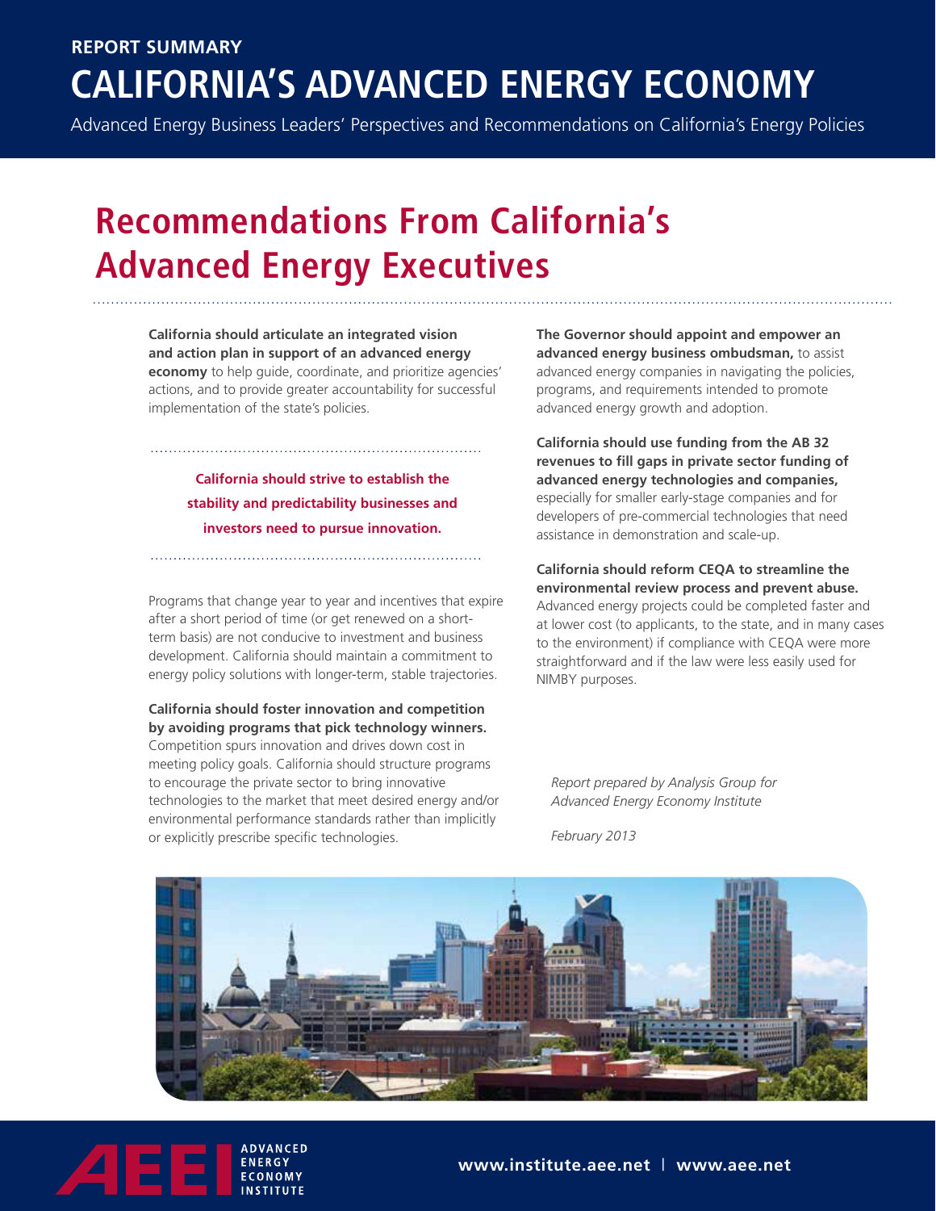**REPORT SUMMARY**

# CALIFORNIA'S ADVANCED ENERGY ECONOMY

Advanced Energy Business Leaders' Perspectives and Recommendations on California's Energy Policies

## Recommendations From California's Advanced Energy Executives

**California should articulate an integrated vision and action plan in support of an advanced energy economy** to help guide, coordinate, and prioritize agencies' actions, and to provide greater accountability for successful implementation of the state's policies.

**California should strive to establish the stability and predictability businesses and investors need to pursue innovation.**

Programs that change year to year and incentives that expire after a short period of time (or get renewed on a short-term basis) are not conducive to investment and business development. California should maintain a commitment to energy policy solutions with longer-term, stable trajectories.

**California should foster innovation and competition by avoiding programs that pick technology winners.** Competition spurs innovation and drives down cost in meeting policy goals. California should structure programs to encourage the private sector to bring innovative technologies to the market that meet desired energy and/or environmental performance standards rather than implicitly or explicitly prescribe specific technologies.

**The Governor should appoint and empower an advanced energy business ombudsman,** to assist advanced energy companies in navigating the policies, programs, and requirements intended to promote advanced energy growth and adoption.

**California should use funding from the AB 32 revenues to fill gaps in private sector funding of advanced energy technologies and companies,** especially for smaller early-stage companies and for developers of pre-commercial technologies that need assistance in demonstration and scale-up.

**California should reform CEQA to streamline the environmental review process and prevent abuse.** Advanced energy projects could be completed faster and at lower cost (to applicants, to the state, and in many cases to the environment) if compliance with CEQA were more straightforward and if the law were less easily used for NIMBY purposes.

*Report prepared by Analysis Group for Advanced Energy Economy Institute*

*February 2013*

AEEI ADVANCED ENERGY ECONOMY INSTITUTE

www.institute.aee.net | www.aee.net